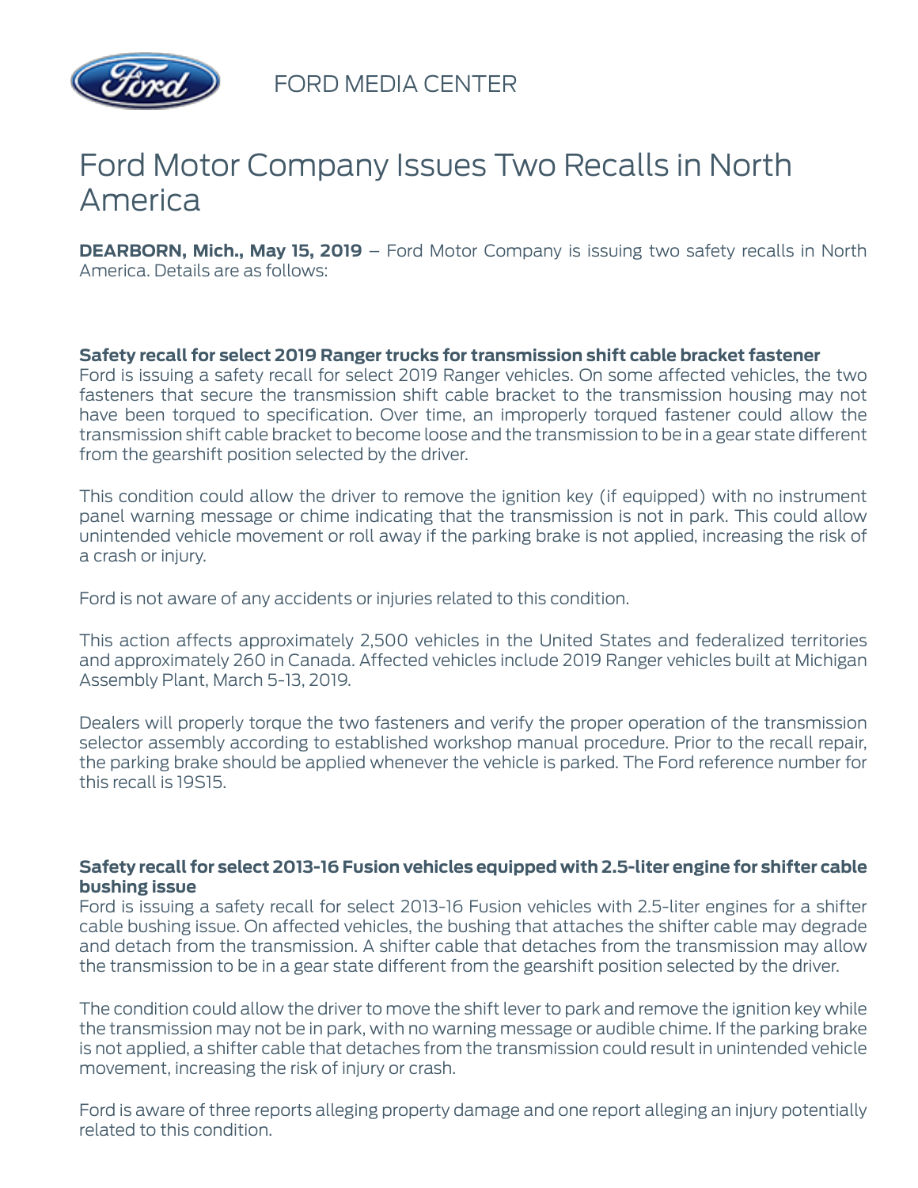FORD MEDIA CENTER

# Ford Motor Company Issues Two Recalls in North America

**DEARBORN, Mich., May 15, 2019** – Ford Motor Company is issuing two safety recalls in North America. Details are as follows:

**Safety recall for select 2019 Ranger trucks for transmission shift cable bracket fastener**

Ford is issuing a safety recall for select 2019 Ranger vehicles. On some affected vehicles, the two fasteners that secure the transmission shift cable bracket to the transmission housing may not have been torqued to specification. Over time, an improperly torqued fastener could allow the transmission shift cable bracket to become loose and the transmission to be in a gear state different from the gearshift position selected by the driver.

This condition could allow the driver to remove the ignition key (if equipped) with no instrument panel warning message or chime indicating that the transmission is not in park. This could allow unintended vehicle movement or roll away if the parking brake is not applied, increasing the risk of a crash or injury.

Ford is not aware of any accidents or injuries related to this condition.

This action affects approximately 2,500 vehicles in the United States and federalized territories and approximately 260 in Canada. Affected vehicles include 2019 Ranger vehicles built at Michigan Assembly Plant, March 5-13, 2019.

Dealers will properly torque the two fasteners and verify the proper operation of the transmission selector assembly according to established workshop manual procedure. Prior to the recall repair, the parking brake should be applied whenever the vehicle is parked. The Ford reference number for this recall is 19S15.

**Safety recall for select 2013-16 Fusion vehicles equipped with 2.5-liter engine for shifter cable bushing issue**

Ford is issuing a safety recall for select 2013-16 Fusion vehicles with 2.5-liter engines for a shifter cable bushing issue. On affected vehicles, the bushing that attaches the shifter cable may degrade and detach from the transmission. A shifter cable that detaches from the transmission may allow the transmission to be in a gear state different from the gearshift position selected by the driver.

The condition could allow the driver to move the shift lever to park and remove the ignition key while the transmission may not be in park, with no warning message or audible chime. If the parking brake is not applied, a shifter cable that detaches from the transmission could result in unintended vehicle movement, increasing the risk of injury or crash.

Ford is aware of three reports alleging property damage and one report alleging an injury potentially related to this condition.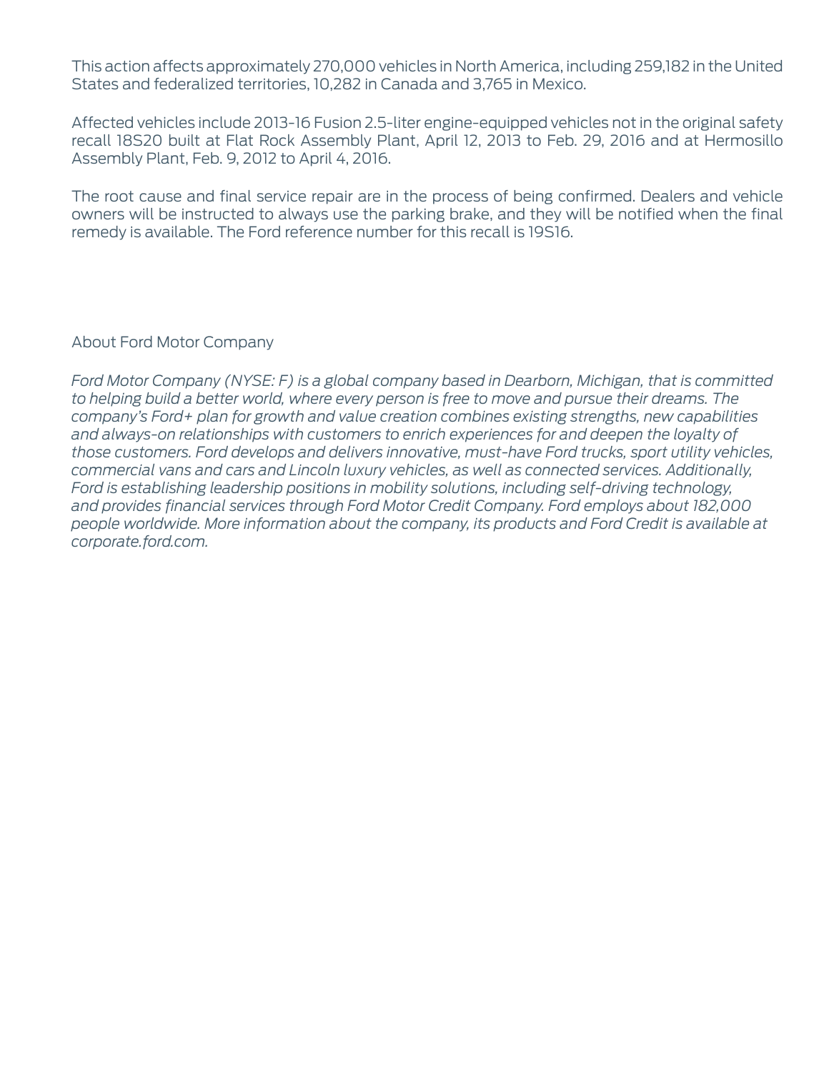This action affects approximately 270,000 vehicles in North America, including 259,182 in the United States and federalized territories, 10,282 in Canada and 3,765 in Mexico.

Affected vehicles include 2013-16 Fusion 2.5-liter engine-equipped vehicles not in the original safety recall 18S20 built at Flat Rock Assembly Plant, April 12, 2013 to Feb. 29, 2016 and at Hermosillo Assembly Plant, Feb. 9, 2012 to April 4, 2016.

The root cause and final service repair are in the process of being confirmed. Dealers and vehicle owners will be instructed to always use the parking brake, and they will be notified when the final remedy is available. The Ford reference number for this recall is 19S16.

## About Ford Motor Company

*Ford Motor Company (NYSE: F) is a global company based in Dearborn, Michigan, that is committed to helping build a better world, where every person is free to move and pursue their dreams. The company's Ford+ plan for growth and value creation combines existing strengths, new capabilities and always-on relationships with customers to enrich experiences for and deepen the loyalty of those customers. Ford develops and delivers innovative, must-have Ford trucks, sport utility vehicles, commercial vans and cars and Lincoln luxury vehicles, as well as connected services. Additionally, Ford is establishing leadership positions in mobility solutions, including self-driving technology, and provides financial services through Ford Motor Credit Company. Ford employs about 182,000 people worldwide. More information about the company, its products and Ford Credit is available at corporate.ford.com.*